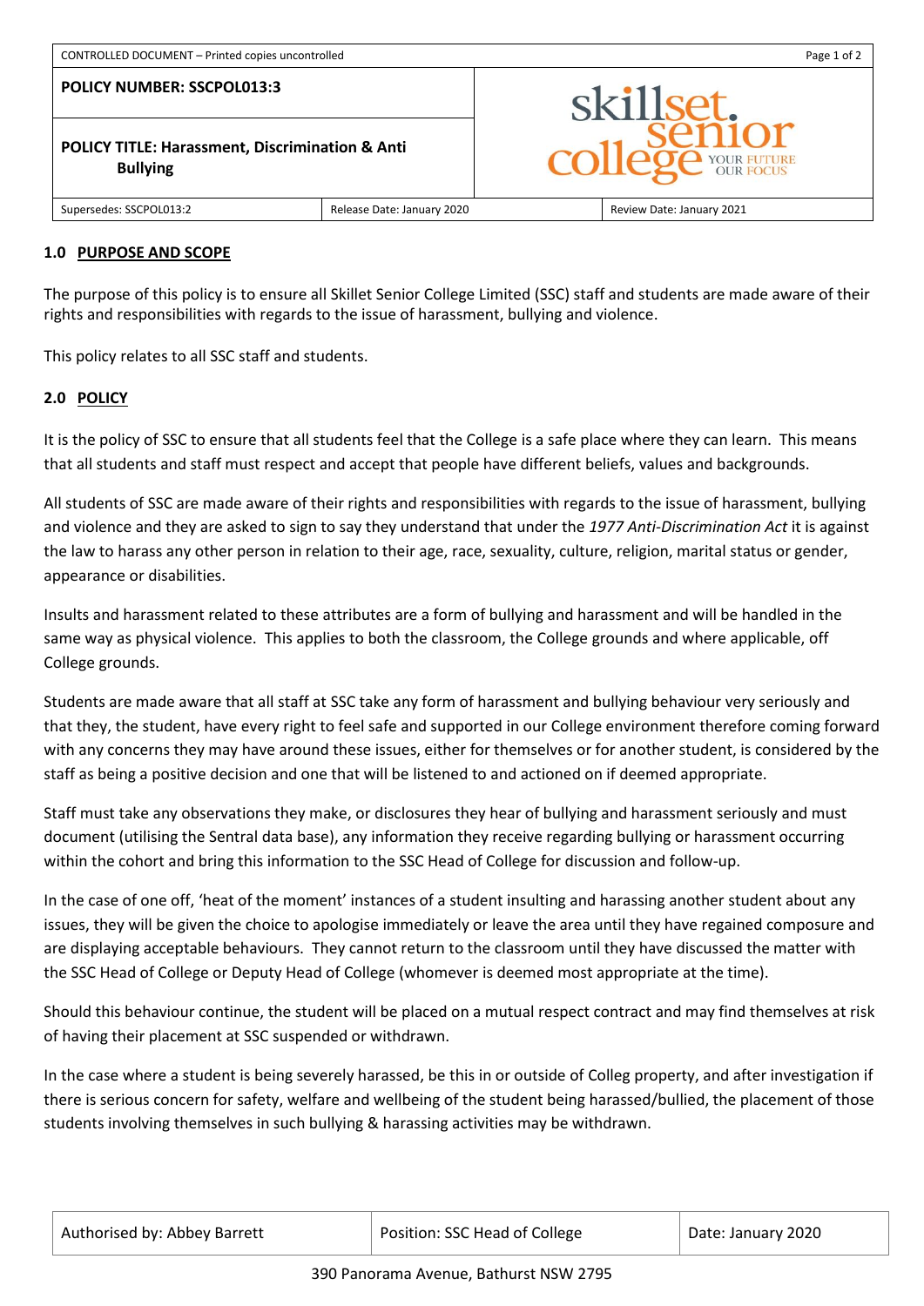CONTROLLED DOCUMENT – Printed copies uncontrolled

| POLICY NUMBER: SSCPOL013:3 | |
| --- | --- |
| **POLICY TITLE: Harassment, Discrimination & Anti Bullying** | |
| Supersedes: SSCPOL013:2 | Release Date: January 2020 | Review Date: January 2021 |

## 1.0 PURPOSE AND SCOPE

The purpose of this policy is to ensure all Skillet Senior College Limited (SSC) staff and students are made aware of their rights and responsibilities with regards to the issue of harassment, bullying and violence.

This policy relates to all SSC staff and students.

## 2.0 POLICY

It is the policy of SSC to ensure that all students feel that the College is a safe place where they can learn. This means that all students and staff must respect and accept that people have different beliefs, values and backgrounds.

All students of SSC are made aware of their rights and responsibilities with regards to the issue of harassment, bullying and violence and they are asked to sign to say they understand that under the *1977 Anti-Discrimination Act* it is against the law to harass any other person in relation to their age, race, sexuality, culture, religion, marital status or gender, appearance or disabilities.

Insults and harassment related to these attributes are a form of bullying and harassment and will be handled in the same way as physical violence. This applies to both the classroom, the College grounds and where applicable, off College grounds.

Students are made aware that all staff at SSC take any form of harassment and bullying behaviour very seriously and that they, the student, have every right to feel safe and supported in our College environment therefore coming forward with any concerns they may have around these issues, either for themselves or for another student, is considered by the staff as being a positive decision and one that will be listened to and actioned on if deemed appropriate.

Staff must take any observations they make, or disclosures they hear of bullying and harassment seriously and must document (utilising the Sentral data base), any information they receive regarding bullying or harassment occurring within the cohort and bring this information to the SSC Head of College for discussion and follow-up.

In the case of one off, 'heat of the moment' instances of a student insulting and harassing another student about any issues, they will be given the choice to apologise immediately or leave the area until they have regained composure and are displaying acceptable behaviours. They cannot return to the classroom until they have discussed the matter with the SSC Head of College or Deputy Head of College (whomever is deemed most appropriate at the time).

Should this behaviour continue, the student will be placed on a mutual respect contract and may find themselves at risk of having their placement at SSC suspended or withdrawn.

In the case where a student is being severely harassed, be this in or outside of Colleg property, and after investigation if there is serious concern for safety, welfare and wellbeing of the student being harassed/bullied, the placement of those students involving themselves in such bullying & harassing activities may be withdrawn.

| Authorised by: Abbey Barrett | Position: SSC Head of College | Date: January 2020 |
| --- | --- | --- |

390 Panorama Avenue, Bathurst NSW 2795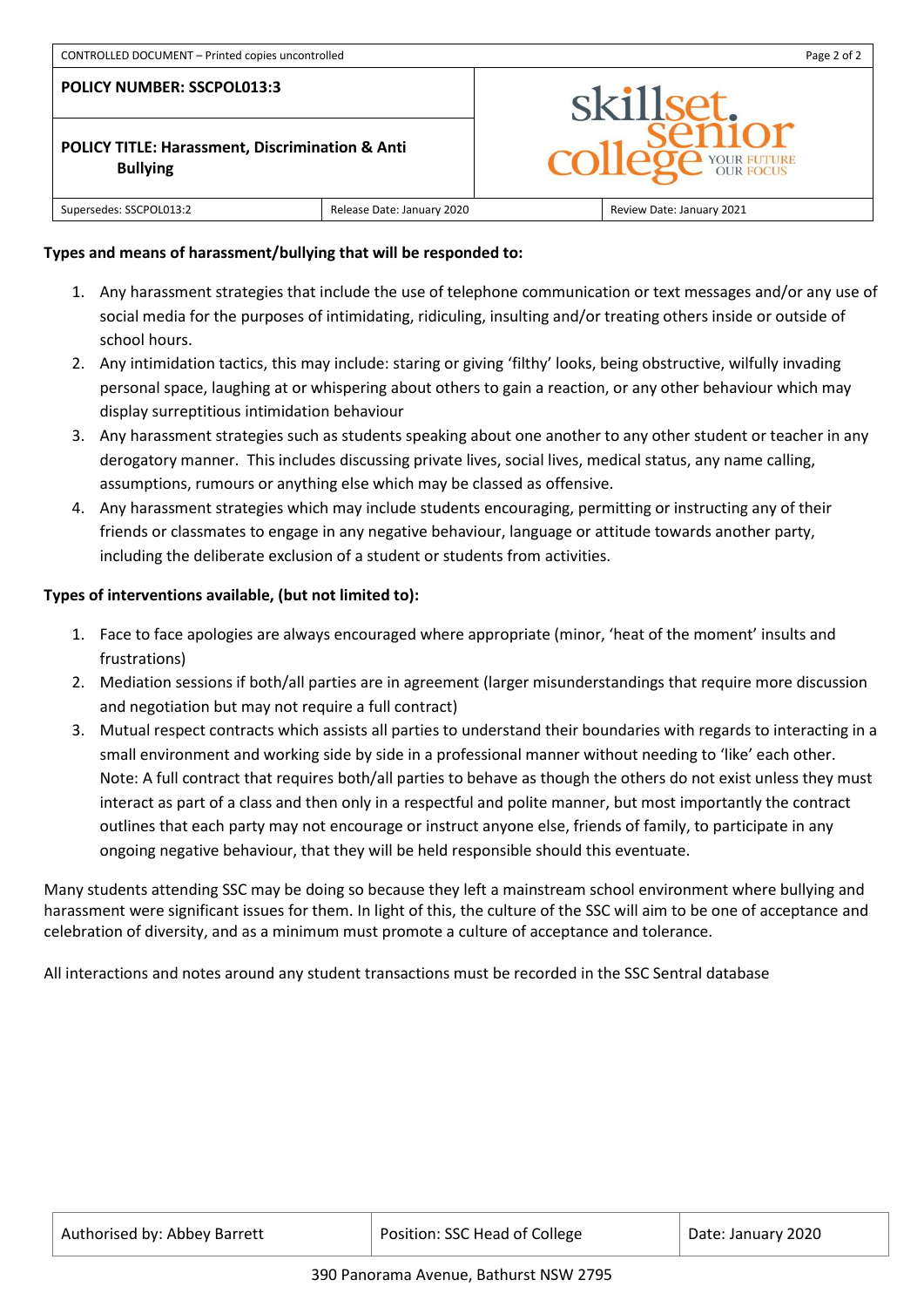**Types and means of harassment/bullying that will be responded to:**

1. Any harassment strategies that include the use of telephone communication or text messages and/or any use of social media for the purposes of intimidating, ridiculing, insulting and/or treating others inside or outside of school hours.
2. Any intimidation tactics, this may include: staring or giving 'filthy' looks, being obstructive, wilfully invading personal space, laughing at or whispering about others to gain a reaction, or any other behaviour which may display surreptitious intimidation behaviour
3. Any harassment strategies such as students speaking about one another to any other student or teacher in any derogatory manner. This includes discussing private lives, social lives, medical status, any name calling, assumptions, rumours or anything else which may be classed as offensive.
4. Any harassment strategies which may include students encouraging, permitting or instructing any of their friends or classmates to engage in any negative behaviour, language or attitude towards another party, including the deliberate exclusion of a student or students from activities.

**Types of interventions available, (but not limited to):**

1. Face to face apologies are always encouraged where appropriate (minor, 'heat of the moment' insults and frustrations)
2. Mediation sessions if both/all parties are in agreement (larger misunderstandings that require more discussion and negotiation but may not require a full contract)
3. Mutual respect contracts which assists all parties to understand their boundaries with regards to interacting in a small environment and working side by side in a professional manner without needing to 'like' each other. Note: A full contract that requires both/all parties to behave as though the others do not exist unless they must interact as part of a class and then only in a respectful and polite manner, but most importantly the contract outlines that each party may not encourage or instruct anyone else, friends of family, to participate in any ongoing negative behaviour, that they will be held responsible should this eventuate.

Many students attending SSC may be doing so because they left a mainstream school environment where bullying and harassment were significant issues for them. In light of this, the culture of the SSC will aim to be one of acceptance and celebration of diversity, and as a minimum must promote a culture of acceptance and tolerance.

All interactions and notes around any student transactions must be recorded in the SSC Sentral database

| | | |
|---|---|---|
| Authorised by: Abbey Barrett | Position: SSC Head of College | Date: January 2020 |